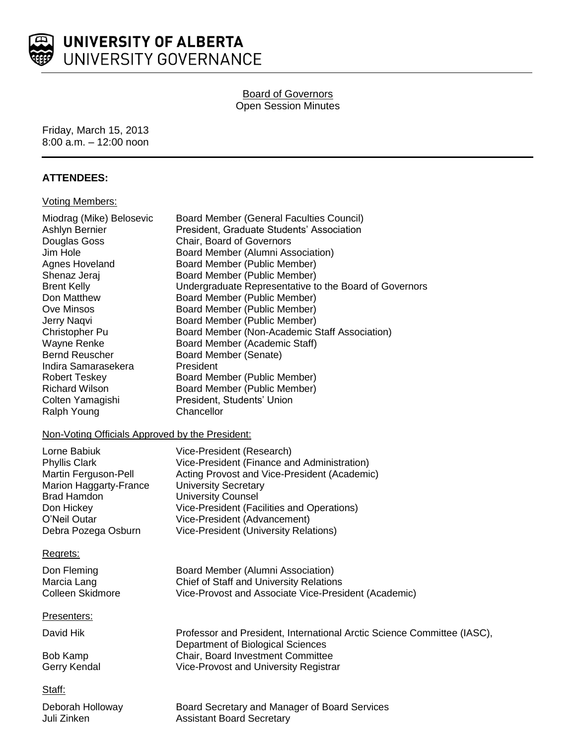# UNIVERSITY OF ALBERTA
UNIVERSITY GOVERNANCE

Board of Governors
Open Session Minutes

Friday, March 15, 2013
8:00 a.m. – 12:00 noon

## ATTENDEES:

Voting Members:

| | |
|---|---|
| Miodrag (Mike) Belosevic | Board Member (General Faculties Council) |
| Ashlyn Bernier | President, Graduate Students' Association |
| Douglas Goss | Chair, Board of Governors |
| Jim Hole | Board Member (Alumni Association) |
| Agnes Hoveland | Board Member (Public Member) |
| Shenaz Jeraj | Board Member (Public Member) |
| Brent Kelly | Undergraduate Representative to the Board of Governors |
| Don Matthew | Board Member (Public Member) |
| Ove Minsos | Board Member (Public Member) |
| Jerry Naqvi | Board Member (Public Member) |
| Christopher Pu | Board Member (Non-Academic Staff Association) |
| Wayne Renke | Board Member (Academic Staff) |
| Bernd Reuscher | Board Member (Senate) |
| Indira Samarasekera | President |
| Robert Teskey | Board Member (Public Member) |
| Richard Wilson | Board Member (Public Member) |
| Colten Yamagishi | President, Students' Union |
| Ralph Young | Chancellor |

Non-Voting Officials Approved by the President:

| | |
|---|---|
| Lorne Babiuk | Vice-President (Research) |
| Phyllis Clark | Vice-President (Finance and Administration) |
| Martin Ferguson-Pell | Acting Provost and Vice-President (Academic) |
| Marion Haggarty-France | University Secretary |
| Brad Hamdon | University Counsel |
| Don Hickey | Vice-President (Facilities and Operations) |
| O'Neil Outar | Vice-President (Advancement) |
| Debra Pozega Osburn | Vice-President (University Relations) |

Regrets:

| | |
|---|---|
| Don Fleming | Board Member (Alumni Association) |
| Marcia Lang | Chief of Staff and University Relations |
| Colleen Skidmore | Vice-Provost and Associate Vice-President (Academic) |

Presenters:

| | |
|---|---|
| David Hik | Professor and President, International Arctic Science Committee (IASC), Department of Biological Sciences |
| Bob Kamp | Chair, Board Investment Committee |
| Gerry Kendal | Vice-Provost and University Registrar |

Staff:

| | |
|---|---|
| Deborah Holloway | Board Secretary and Manager of Board Services |
| Juli Zinken | Assistant Board Secretary |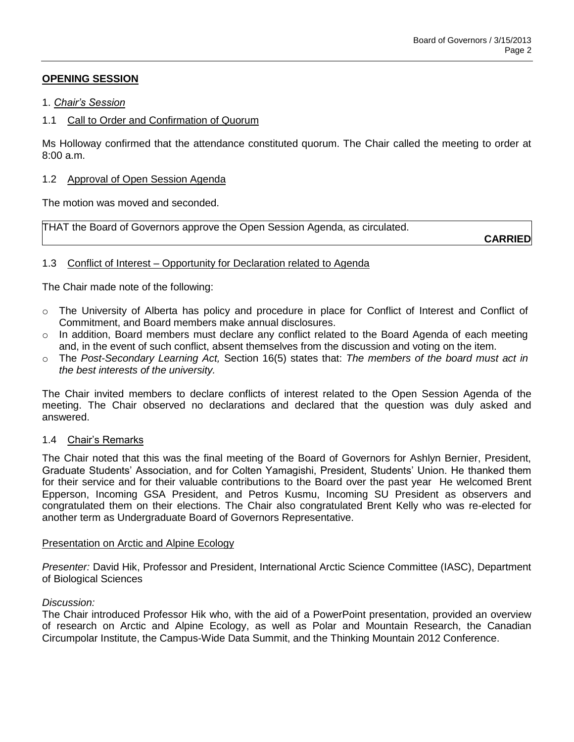## OPENING SESSION

1. *Chair's Session*

### 1.1 Call to Order and Confirmation of Quorum

Ms Holloway confirmed that the attendance constituted quorum. The Chair called the meeting to order at 8:00 a.m.

### 1.2 Approval of Open Session Agenda

The motion was moved and seconded.

THAT the Board of Governors approve the Open Session Agenda, as circulated.

**CARRIED**

### 1.3 Conflict of Interest – Opportunity for Declaration related to Agenda

The Chair made note of the following:

- The University of Alberta has policy and procedure in place for Conflict of Interest and Conflict of Commitment, and Board members make annual disclosures.
- In addition, Board members must declare any conflict related to the Board Agenda of each meeting and, in the event of such conflict, absent themselves from the discussion and voting on the item.
- The *Post-Secondary Learning Act,* Section 16(5) states that: *The members of the board must act in the best interests of the university.*

The Chair invited members to declare conflicts of interest related to the Open Session Agenda of the meeting. The Chair observed no declarations and declared that the question was duly asked and answered.

### 1.4 Chair's Remarks

The Chair noted that this was the final meeting of the Board of Governors for Ashlyn Bernier, President, Graduate Students' Association, and for Colten Yamagishi, President, Students' Union. He thanked them for their service and for their valuable contributions to the Board over the past year He welcomed Brent Epperson, Incoming GSA President, and Petros Kusmu, Incoming SU President as observers and congratulated them on their elections. The Chair also congratulated Brent Kelly who was re-elected for another term as Undergraduate Board of Governors Representative.

#### Presentation on Arctic and Alpine Ecology

*Presenter:* David Hik, Professor and President, International Arctic Science Committee (IASC), Department of Biological Sciences

*Discussion:*
The Chair introduced Professor Hik who, with the aid of a PowerPoint presentation, provided an overview of research on Arctic and Alpine Ecology, as well as Polar and Mountain Research, the Canadian Circumpolar Institute, the Campus-Wide Data Summit, and the Thinking Mountain 2012 Conference.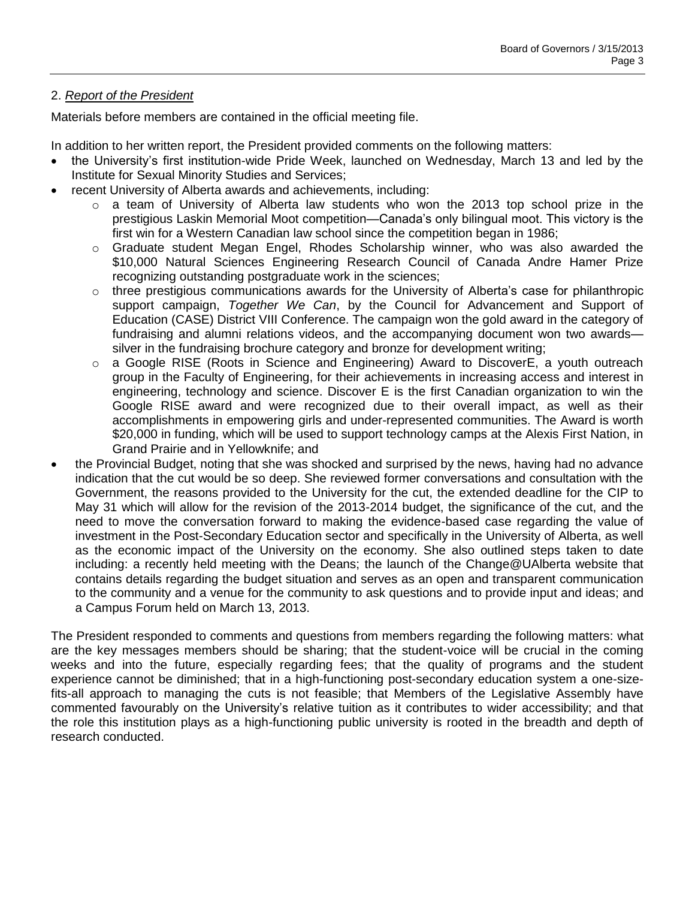## 2. *Report of the President*

Materials before members are contained in the official meeting file.

In addition to her written report, the President provided comments on the following matters:

- the University's first institution-wide Pride Week, launched on Wednesday, March 13 and led by the Institute for Sexual Minority Studies and Services;
- recent University of Alberta awards and achievements, including:
  - a team of University of Alberta law students who won the 2013 top school prize in the prestigious Laskin Memorial Moot competition—Canada's only bilingual moot. This victory is the first win for a Western Canadian law school since the competition began in 1986;
  - Graduate student Megan Engel, Rhodes Scholarship winner, who was also awarded the $10,000 Natural Sciences Engineering Research Council of Canada Andre Hamer Prize recognizing outstanding postgraduate work in the sciences;
  - three prestigious communications awards for the University of Alberta's case for philanthropic support campaign, *Together We Can*, by the Council for Advancement and Support of Education (CASE) District VIII Conference. The campaign won the gold award in the category of fundraising and alumni relations videos, and the accompanying document won two awards—silver in the fundraising brochure category and bronze for development writing;
  - a Google RISE (Roots in Science and Engineering) Award to DiscoverE, a youth outreach group in the Faculty of Engineering, for their achievements in increasing access and interest in engineering, technology and science. Discover E is the first Canadian organization to win the Google RISE award and were recognized due to their overall impact, as well as their accomplishments in empowering girls and under-represented communities. The Award is worth $20,000 in funding, which will be used to support technology camps at the Alexis First Nation, in Grand Prairie and in Yellowknife; and
- the Provincial Budget, noting that she was shocked and surprised by the news, having had no advance indication that the cut would be so deep. She reviewed former conversations and consultation with the Government, the reasons provided to the University for the cut, the extended deadline for the CIP to May 31 which will allow for the revision of the 2013-2014 budget, the significance of the cut, and the need to move the conversation forward to making the evidence-based case regarding the value of investment in the Post-Secondary Education sector and specifically in the University of Alberta, as well as the economic impact of the University on the economy. She also outlined steps taken to date including: a recently held meeting with the Deans; the launch of the Change@UAlberta website that contains details regarding the budget situation and serves as an open and transparent communication to the community and a venue for the community to ask questions and to provide input and ideas; and a Campus Forum held on March 13, 2013.

The President responded to comments and questions from members regarding the following matters: what are the key messages members should be sharing; that the student-voice will be crucial in the coming weeks and into the future, especially regarding fees; that the quality of programs and the student experience cannot be diminished; that in a high-functioning post-secondary education system a one-size-fits-all approach to managing the cuts is not feasible; that Members of the Legislative Assembly have commented favourably on the University's relative tuition as it contributes to wider accessibility; and that the role this institution plays as a high-functioning public university is rooted in the breadth and depth of research conducted.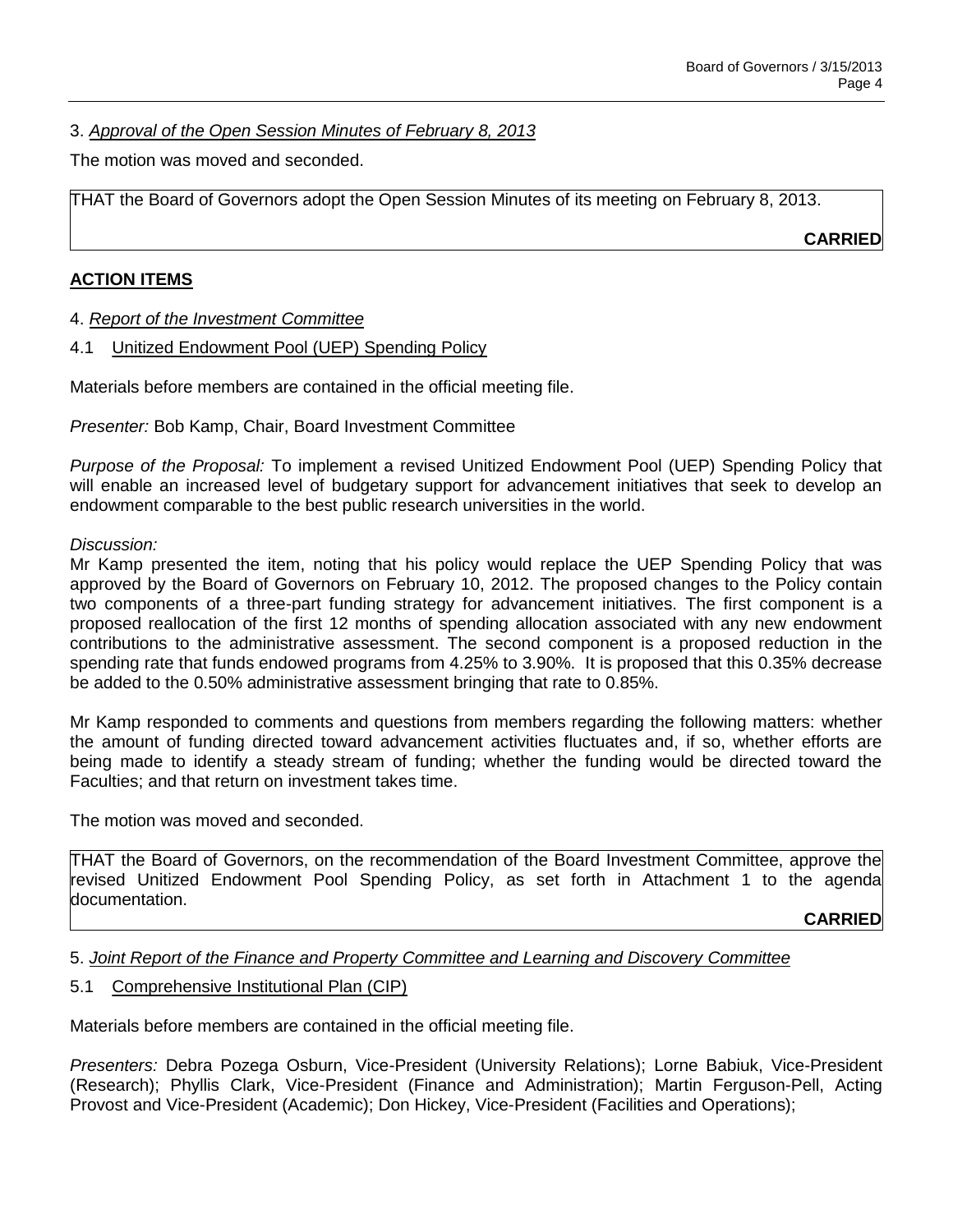3. *Approval of the Open Session Minutes of February 8, 2013*

The motion was moved and seconded.

THAT the Board of Governors adopt the Open Session Minutes of its meeting on February 8, 2013.

**CARRIED**

## ACTION ITEMS

4. *Report of the Investment Committee*

4.1 Unitized Endowment Pool (UEP) Spending Policy

Materials before members are contained in the official meeting file.

*Presenter:* Bob Kamp, Chair, Board Investment Committee

*Purpose of the Proposal:* To implement a revised Unitized Endowment Pool (UEP) Spending Policy that will enable an increased level of budgetary support for advancement initiatives that seek to develop an endowment comparable to the best public research universities in the world.

*Discussion:*
Mr Kamp presented the item, noting that his policy would replace the UEP Spending Policy that was approved by the Board of Governors on February 10, 2012. The proposed changes to the Policy contain two components of a three-part funding strategy for advancement initiatives. The first component is a proposed reallocation of the first 12 months of spending allocation associated with any new endowment contributions to the administrative assessment. The second component is a proposed reduction in the spending rate that funds endowed programs from 4.25% to 3.90%. It is proposed that this 0.35% decrease be added to the 0.50% administrative assessment bringing that rate to 0.85%.

Mr Kamp responded to comments and questions from members regarding the following matters: whether the amount of funding directed toward advancement activities fluctuates and, if so, whether efforts are being made to identify a steady stream of funding; whether the funding would be directed toward the Faculties; and that return on investment takes time.

The motion was moved and seconded.

THAT the Board of Governors, on the recommendation of the Board Investment Committee, approve the revised Unitized Endowment Pool Spending Policy, as set forth in Attachment 1 to the agenda documentation.

**CARRIED**

5. *Joint Report of the Finance and Property Committee and Learning and Discovery Committee*

5.1 Comprehensive Institutional Plan (CIP)

Materials before members are contained in the official meeting file.

*Presenters:* Debra Pozega Osburn, Vice-President (University Relations); Lorne Babiuk, Vice-President (Research); Phyllis Clark, Vice-President (Finance and Administration); Martin Ferguson-Pell, Acting Provost and Vice-President (Academic); Don Hickey, Vice-President (Facilities and Operations);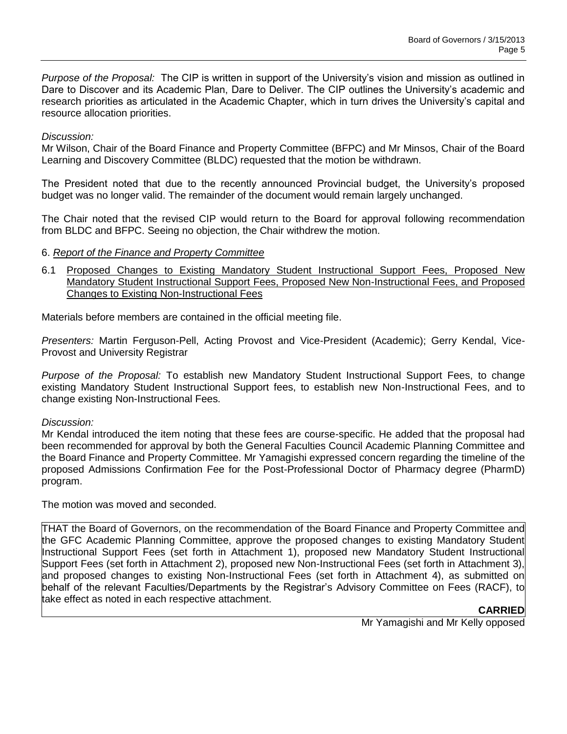*Purpose of the Proposal:* The CIP is written in support of the University's vision and mission as outlined in Dare to Discover and its Academic Plan, Dare to Deliver. The CIP outlines the University's academic and research priorities as articulated in the Academic Chapter, which in turn drives the University's capital and resource allocation priorities.

*Discussion:*
Mr Wilson, Chair of the Board Finance and Property Committee (BFPC) and Mr Minsos, Chair of the Board Learning and Discovery Committee (BLDC) requested that the motion be withdrawn.

The President noted that due to the recently announced Provincial budget, the University's proposed budget was no longer valid. The remainder of the document would remain largely unchanged.

The Chair noted that the revised CIP would return to the Board for approval following recommendation from BLDC and BFPC. Seeing no objection, the Chair withdrew the motion.

6. *Report of the Finance and Property Committee*

6.1 Proposed Changes to Existing Mandatory Student Instructional Support Fees, Proposed New Mandatory Student Instructional Support Fees, Proposed New Non-Instructional Fees, and Proposed Changes to Existing Non-Instructional Fees

Materials before members are contained in the official meeting file.

*Presenters:* Martin Ferguson-Pell, Acting Provost and Vice-President (Academic); Gerry Kendal, Vice-Provost and University Registrar

*Purpose of the Proposal:* To establish new Mandatory Student Instructional Support Fees, to change existing Mandatory Student Instructional Support fees, to establish new Non-Instructional Fees, and to change existing Non-Instructional Fees.

*Discussion:*
Mr Kendal introduced the item noting that these fees are course-specific. He added that the proposal had been recommended for approval by both the General Faculties Council Academic Planning Committee and the Board Finance and Property Committee. Mr Yamagishi expressed concern regarding the timeline of the proposed Admissions Confirmation Fee for the Post-Professional Doctor of Pharmacy degree (PharmD) program.

The motion was moved and seconded.

THAT the Board of Governors, on the recommendation of the Board Finance and Property Committee and the GFC Academic Planning Committee, approve the proposed changes to existing Mandatory Student Instructional Support Fees (set forth in Attachment 1), proposed new Mandatory Student Instructional Support Fees (set forth in Attachment 2), proposed new Non-Instructional Fees (set forth in Attachment 3), and proposed changes to existing Non-Instructional Fees (set forth in Attachment 4), as submitted on behalf of the relevant Faculties/Departments by the Registrar's Advisory Committee on Fees (RACF), to take effect as noted in each respective attachment.

**CARRIED**

Mr Yamagishi and Mr Kelly opposed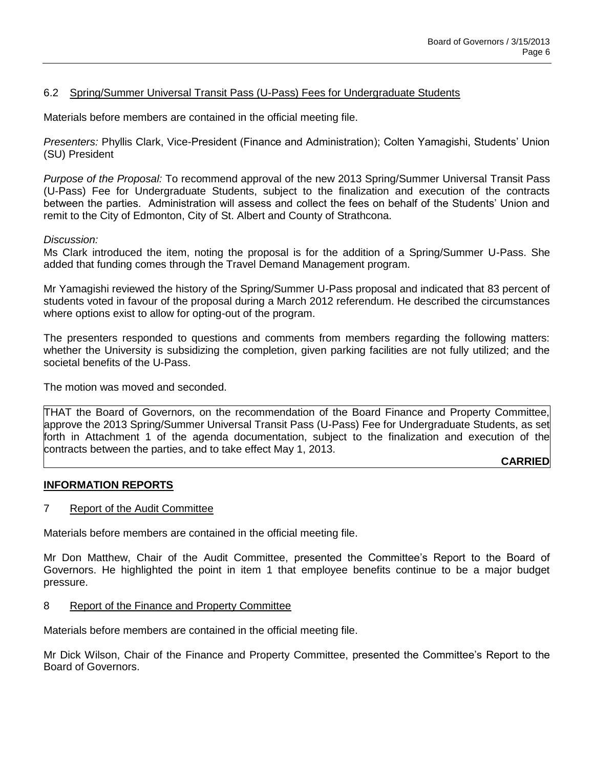### 6.2 Spring/Summer Universal Transit Pass (U-Pass) Fees for Undergraduate Students

Materials before members are contained in the official meeting file.

*Presenters:* Phyllis Clark, Vice-President (Finance and Administration); Colten Yamagishi, Students' Union (SU) President

*Purpose of the Proposal:* To recommend approval of the new 2013 Spring/Summer Universal Transit Pass (U-Pass) Fee for Undergraduate Students, subject to the finalization and execution of the contracts between the parties. Administration will assess and collect the fees on behalf of the Students' Union and remit to the City of Edmonton, City of St. Albert and County of Strathcona.

*Discussion:*
Ms Clark introduced the item, noting the proposal is for the addition of a Spring/Summer U-Pass. She added that funding comes through the Travel Demand Management program.

Mr Yamagishi reviewed the history of the Spring/Summer U-Pass proposal and indicated that 83 percent of students voted in favour of the proposal during a March 2012 referendum. He described the circumstances where options exist to allow for opting-out of the program.

The presenters responded to questions and comments from members regarding the following matters: whether the University is subsidizing the completion, given parking facilities are not fully utilized; and the societal benefits of the U-Pass.

The motion was moved and seconded.

THAT the Board of Governors, on the recommendation of the Board Finance and Property Committee, approve the 2013 Spring/Summer Universal Transit Pass (U-Pass) Fee for Undergraduate Students, as set forth in Attachment 1 of the agenda documentation, subject to the finalization and execution of the contracts between the parties, and to take effect May 1, 2013.

**CARRIED**

## INFORMATION REPORTS

### 7 Report of the Audit Committee

Materials before members are contained in the official meeting file.

Mr Don Matthew, Chair of the Audit Committee, presented the Committee's Report to the Board of Governors. He highlighted the point in item 1 that employee benefits continue to be a major budget pressure.

### 8 Report of the Finance and Property Committee

Materials before members are contained in the official meeting file.

Mr Dick Wilson, Chair of the Finance and Property Committee, presented the Committee's Report to the Board of Governors.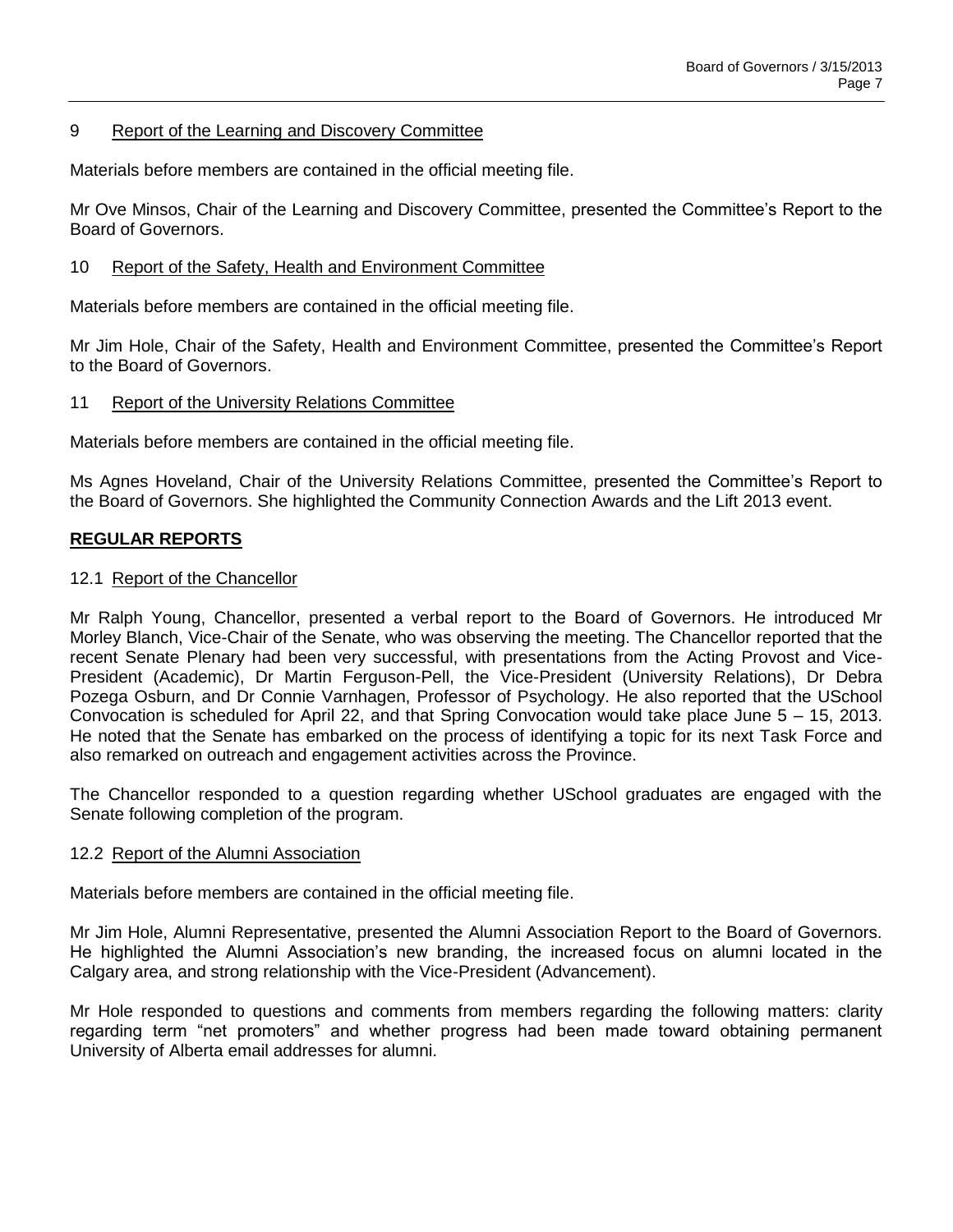## 9 Report of the Learning and Discovery Committee

Materials before members are contained in the official meeting file.

Mr Ove Minsos, Chair of the Learning and Discovery Committee, presented the Committee's Report to the Board of Governors.

## 10 Report of the Safety, Health and Environment Committee

Materials before members are contained in the official meeting file.

Mr Jim Hole, Chair of the Safety, Health and Environment Committee, presented the Committee's Report to the Board of Governors.

## 11 Report of the University Relations Committee

Materials before members are contained in the official meeting file.

Ms Agnes Hoveland, Chair of the University Relations Committee, presented the Committee's Report to the Board of Governors. She highlighted the Community Connection Awards and the Lift 2013 event.

## **REGULAR REPORTS**

### 12.1 Report of the Chancellor

Mr Ralph Young, Chancellor, presented a verbal report to the Board of Governors. He introduced Mr Morley Blanch, Vice-Chair of the Senate, who was observing the meeting. The Chancellor reported that the recent Senate Plenary had been very successful, with presentations from the Acting Provost and Vice-President (Academic), Dr Martin Ferguson-Pell, the Vice-President (University Relations), Dr Debra Pozega Osburn, and Dr Connie Varnhagen, Professor of Psychology. He also reported that the USchool Convocation is scheduled for April 22, and that Spring Convocation would take place June 5 – 15, 2013. He noted that the Senate has embarked on the process of identifying a topic for its next Task Force and also remarked on outreach and engagement activities across the Province.

The Chancellor responded to a question regarding whether USchool graduates are engaged with the Senate following completion of the program.

### 12.2 Report of the Alumni Association

Materials before members are contained in the official meeting file.

Mr Jim Hole, Alumni Representative, presented the Alumni Association Report to the Board of Governors. He highlighted the Alumni Association's new branding, the increased focus on alumni located in the Calgary area, and strong relationship with the Vice-President (Advancement).

Mr Hole responded to questions and comments from members regarding the following matters: clarity regarding term "net promoters" and whether progress had been made toward obtaining permanent University of Alberta email addresses for alumni.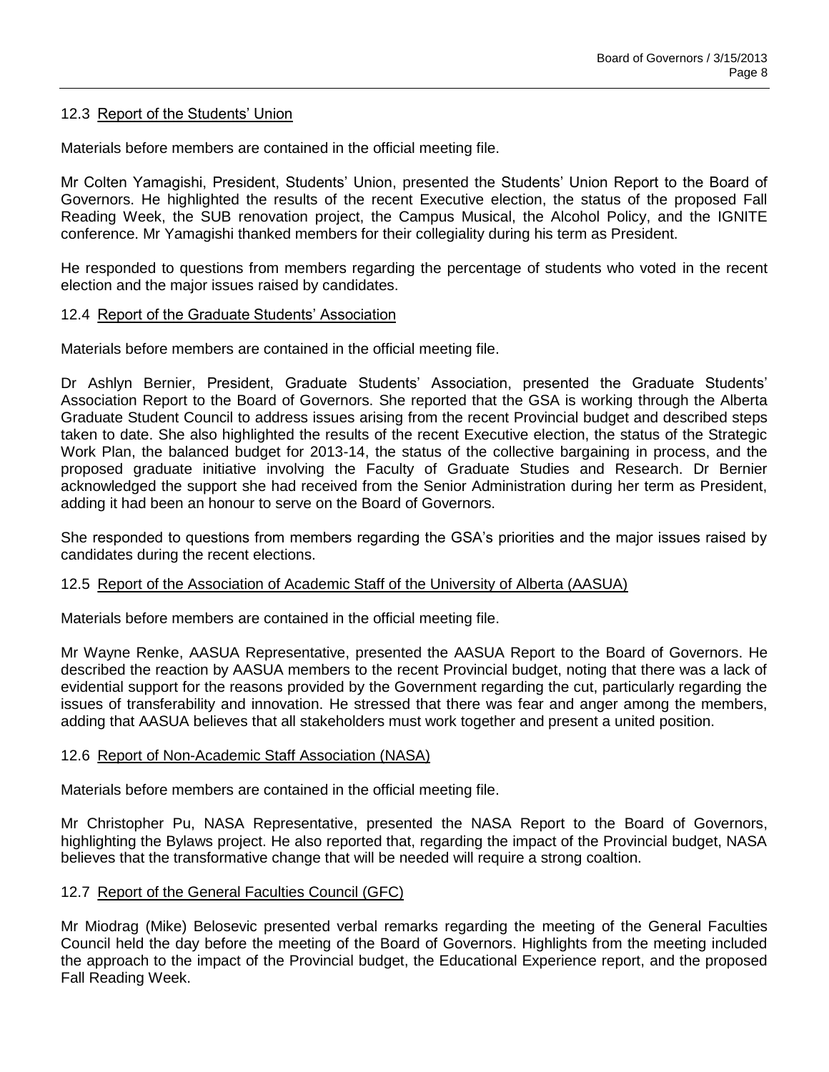### 12.3 Report of the Students' Union

Materials before members are contained in the official meeting file.

Mr Colten Yamagishi, President, Students' Union, presented the Students' Union Report to the Board of Governors. He highlighted the results of the recent Executive election, the status of the proposed Fall Reading Week, the SUB renovation project, the Campus Musical, the Alcohol Policy, and the IGNITE conference. Mr Yamagishi thanked members for their collegiality during his term as President.

He responded to questions from members regarding the percentage of students who voted in the recent election and the major issues raised by candidates.

### 12.4 Report of the Graduate Students' Association

Materials before members are contained in the official meeting file.

Dr Ashlyn Bernier, President, Graduate Students' Association, presented the Graduate Students' Association Report to the Board of Governors. She reported that the GSA is working through the Alberta Graduate Student Council to address issues arising from the recent Provincial budget and described steps taken to date. She also highlighted the results of the recent Executive election, the status of the Strategic Work Plan, the balanced budget for 2013-14, the status of the collective bargaining in process, and the proposed graduate initiative involving the Faculty of Graduate Studies and Research. Dr Bernier acknowledged the support she had received from the Senior Administration during her term as President, adding it had been an honour to serve on the Board of Governors.

She responded to questions from members regarding the GSA's priorities and the major issues raised by candidates during the recent elections.

### 12.5 Report of the Association of Academic Staff of the University of Alberta (AASUA)

Materials before members are contained in the official meeting file.

Mr Wayne Renke, AASUA Representative, presented the AASUA Report to the Board of Governors. He described the reaction by AASUA members to the recent Provincial budget, noting that there was a lack of evidential support for the reasons provided by the Government regarding the cut, particularly regarding the issues of transferability and innovation. He stressed that there was fear and anger among the members, adding that AASUA believes that all stakeholders must work together and present a united position.

### 12.6 Report of Non-Academic Staff Association (NASA)

Materials before members are contained in the official meeting file.

Mr Christopher Pu, NASA Representative, presented the NASA Report to the Board of Governors, highlighting the Bylaws project. He also reported that, regarding the impact of the Provincial budget, NASA believes that the transformative change that will be needed will require a strong coaltion.

### 12.7 Report of the General Faculties Council (GFC)

Mr Miodrag (Mike) Belosevic presented verbal remarks regarding the meeting of the General Faculties Council held the day before the meeting of the Board of Governors. Highlights from the meeting included the approach to the impact of the Provincial budget, the Educational Experience report, and the proposed Fall Reading Week.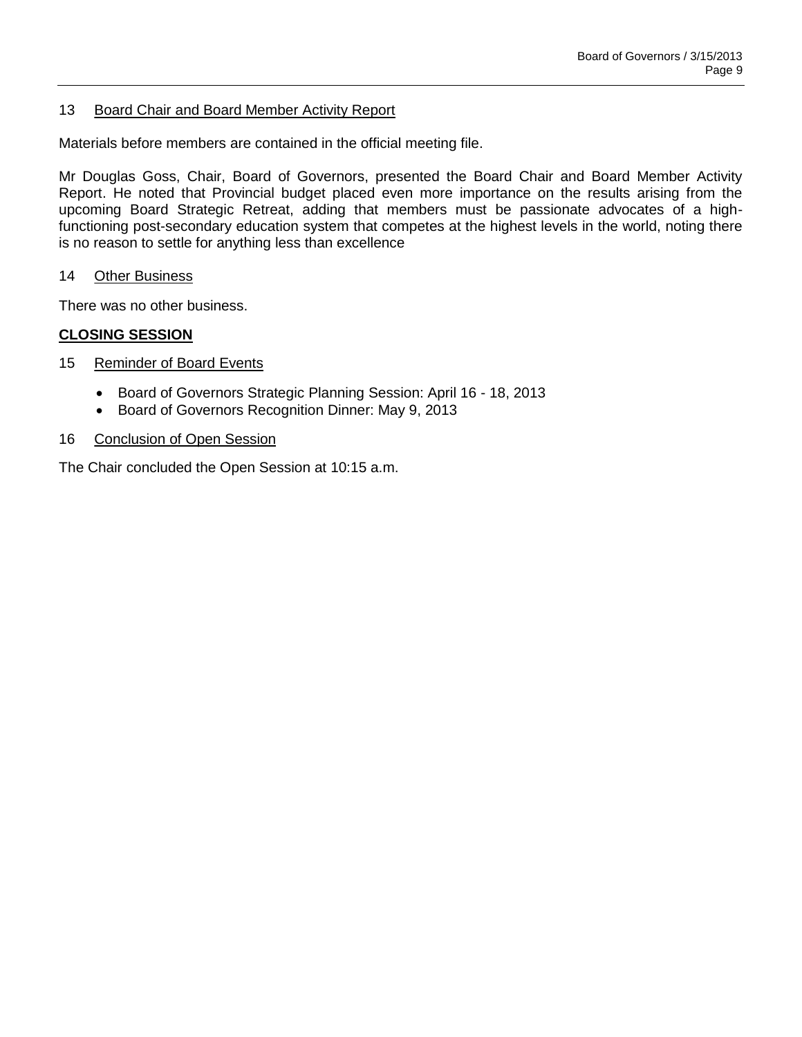13 Board Chair and Board Member Activity Report

Materials before members are contained in the official meeting file.

Mr Douglas Goss, Chair, Board of Governors, presented the Board Chair and Board Member Activity Report. He noted that Provincial budget placed even more importance on the results arising from the upcoming Board Strategic Retreat, adding that members must be passionate advocates of a high-functioning post-secondary education system that competes at the highest levels in the world, noting there is no reason to settle for anything less than excellence

14 Other Business

There was no other business.

**CLOSING SESSION**

15 Reminder of Board Events

- Board of Governors Strategic Planning Session: April 16 - 18, 2013
- Board of Governors Recognition Dinner: May 9, 2013

16 Conclusion of Open Session

The Chair concluded the Open Session at 10:15 a.m.